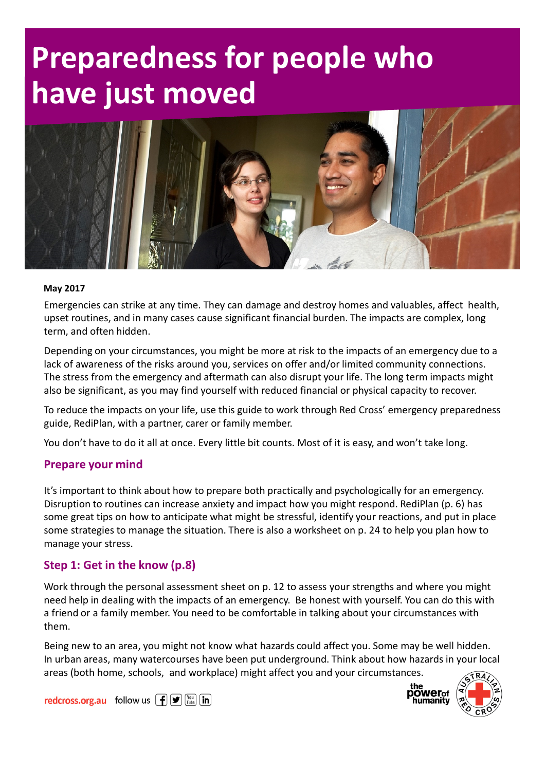# Preparedness for people who have just moved

**May 2017**

Emergencies can strike at any time. They can damage and destroy homes and valuables, affect health, upset routines, and in many cases cause significant financial burden. The impacts are complex, long term, and often hidden.

Depending on your circumstances, you might be more at risk to the impacts of an emergency due to a lack of awareness of the risks around you, services on offer and/or limited community connections. The stress from the emergency and aftermath can also disrupt your life. The long term impacts might also be significant, as you may find yourself with reduced financial or physical capacity to recover.

To reduce the impacts on your life, use this guide to work through Red Cross' emergency preparedness guide, RediPlan, with a partner, carer or family member.

You don't have to do it all at once. Every little bit counts. Most of it is easy, and won't take long.

## Prepare your mind

It's important to think about how to prepare both practically and psychologically for an emergency. Disruption to routines can increase anxiety and impact how you might respond. RediPlan (p. 6) has some great tips on how to anticipate what might be stressful, identify your reactions, and put in place some strategies to manage the situation. There is also a worksheet on p. 24 to help you plan how to manage your stress.

## Step 1: Get in the know (p.8)

Work through the personal assessment sheet on p. 12 to assess your strengths and where you might need help in dealing with the impacts of an emergency. Be honest with yourself. You can do this with a friend or a family member. You need to be comfortable in talking about your circumstances with them.

Being new to an area, you might not know what hazards could affect you. Some may be well hidden. In urban areas, many watercourses have been put underground. Think about how hazards in your local areas (both home, schools, and workplace) might affect you and your circumstances.

redcross.org.au follow us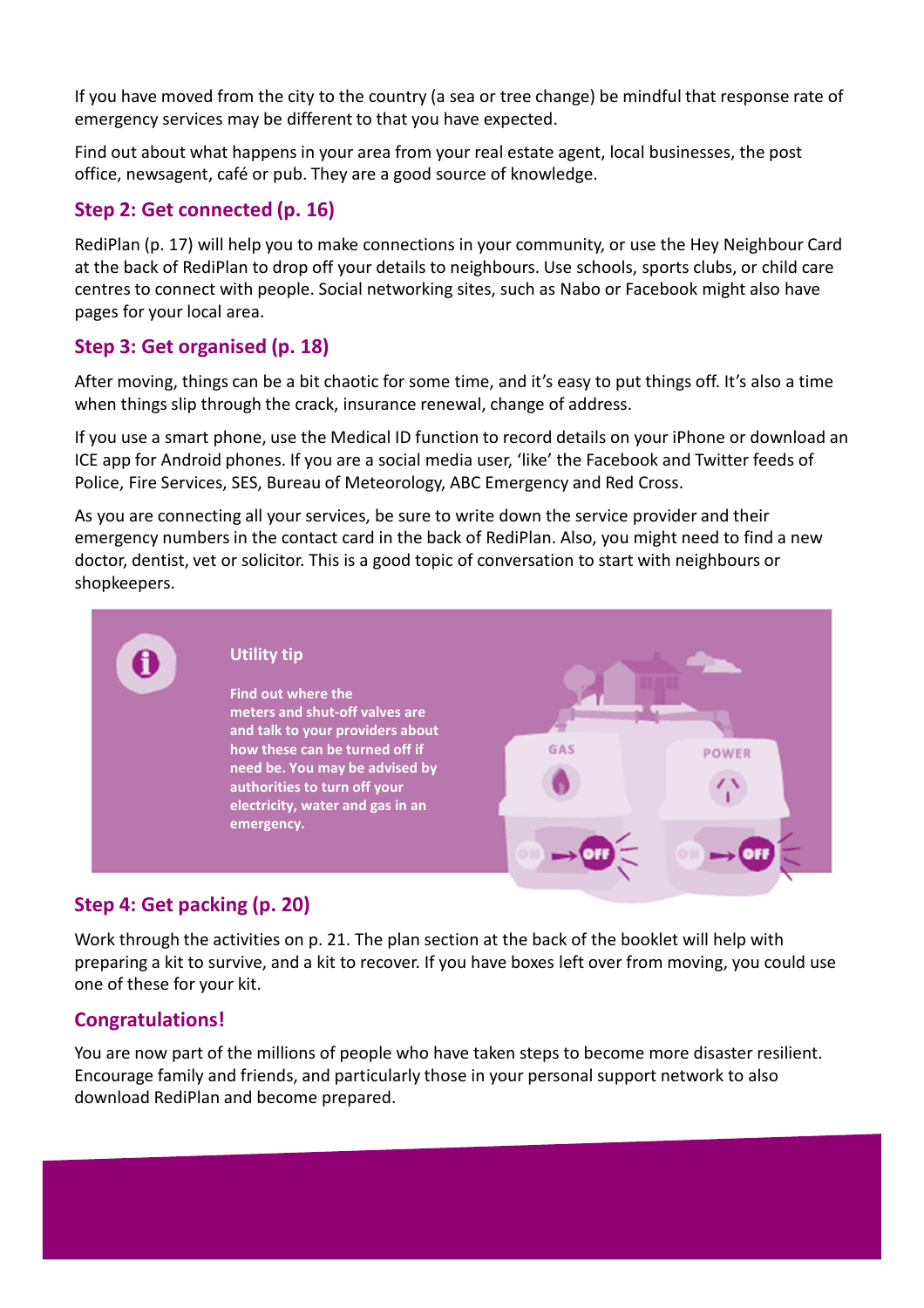If you have moved from the city to the country (a sea or tree change) be mindful that response rate of emergency services may be different to that you have expected.

Find out about what happens in your area from your real estate agent, local businesses, the post office, newsagent, café or pub. They are a good source of knowledge.

## Step 2: Get connected (p. 16)

RediPlan (p. 17) will help you to make connections in your community, or use the Hey Neighbour Card at the back of RediPlan to drop off your details to neighbours. Use schools, sports clubs, or child care centres to connect with people. Social networking sites, such as Nabo or Facebook might also have pages for your local area.

## Step 3: Get organised (p. 18)

After moving, things can be a bit chaotic for some time, and it's easy to put things off. It's also a time when things slip through the crack, insurance renewal, change of address.

If you use a smart phone, use the Medical ID function to record details on your iPhone or download an ICE app for Android phones. If you are a social media user, 'like' the Facebook and Twitter feeds of Police, Fire Services, SES, Bureau of Meteorology, ABC Emergency and Red Cross.

As you are connecting all your services, be sure to write down the service provider and their emergency numbers in the contact card in the back of RediPlan. Also, you might need to find a new doctor, dentist, vet or solicitor. This is a good topic of conversation to start with neighbours or shopkeepers.

**Utility tip**

**Find out where the meters and shut-off valves are and talk to your providers about how these can be turned off if need be. You may be advised by authorities to turn off your electricity, water and gas in an emergency.**

GAS

POWER

ON → OFF

ON → OFF

## Step 4: Get packing (p. 20)

Work through the activities on p. 21. The plan section at the back of the booklet will help with preparing a kit to survive, and a kit to recover. If you have boxes left over from moving, you could use one of these for your kit.

## Congratulations!

You are now part of the millions of people who have taken steps to become more disaster resilient. Encourage family and friends, and particularly those in your personal support network to also download RediPlan and become prepared.